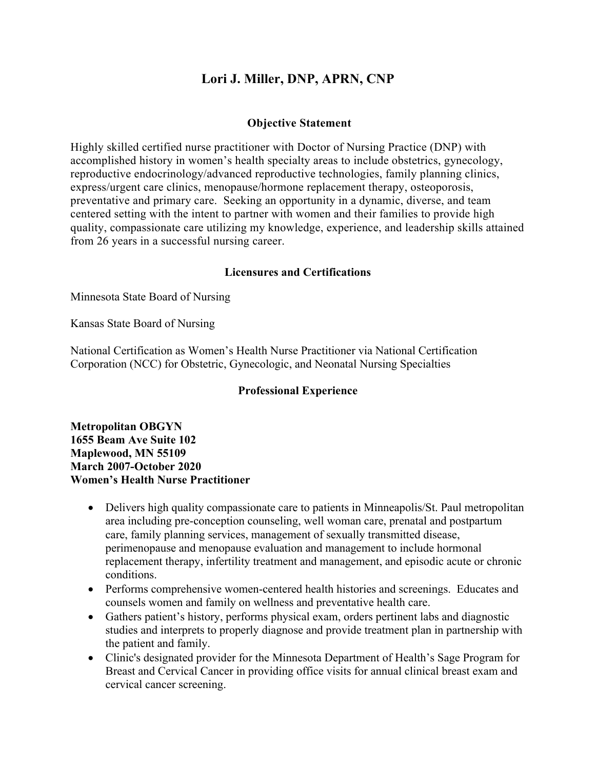# Lori J. Miller, DNP, APRN, CNP

## Objective Statement

Highly skilled certified nurse practitioner with Doctor of Nursing Practice (DNP) with accomplished history in women's health specialty areas to include obstetrics, gynecology, reproductive endocrinology/advanced reproductive technologies, family planning clinics, express/urgent care clinics, menopause/hormone replacement therapy, osteoporosis, preventative and primary care. Seeking an opportunity in a dynamic, diverse, and team centered setting with the intent to partner with women and their families to provide high quality, compassionate care utilizing my knowledge, experience, and leadership skills attained from 26 years in a successful nursing career.

## Licensures and Certifications

Minnesota State Board of Nursing

Kansas State Board of Nursing

National Certification as Women's Health Nurse Practitioner via National Certification Corporation (NCC) for Obstetric, Gynecologic, and Neonatal Nursing Specialties

## Professional Experience

**Metropolitan OBGYN**
**1655 Beam Ave Suite 102**
**Maplewood, MN 55109**
**March 2007-October 2020**
**Women's Health Nurse Practitioner**

- Delivers high quality compassionate care to patients in Minneapolis/St. Paul metropolitan area including pre-conception counseling, well woman care, prenatal and postpartum care, family planning services, management of sexually transmitted disease, perimenopause and menopause evaluation and management to include hormonal replacement therapy, infertility treatment and management, and episodic acute or chronic conditions.
- Performs comprehensive women-centered health histories and screenings. Educates and counsels women and family on wellness and preventative health care.
- Gathers patient's history, performs physical exam, orders pertinent labs and diagnostic studies and interprets to properly diagnose and provide treatment plan in partnership with the patient and family.
- Clinic's designated provider for the Minnesota Department of Health's Sage Program for Breast and Cervical Cancer in providing office visits for annual clinical breast exam and cervical cancer screening.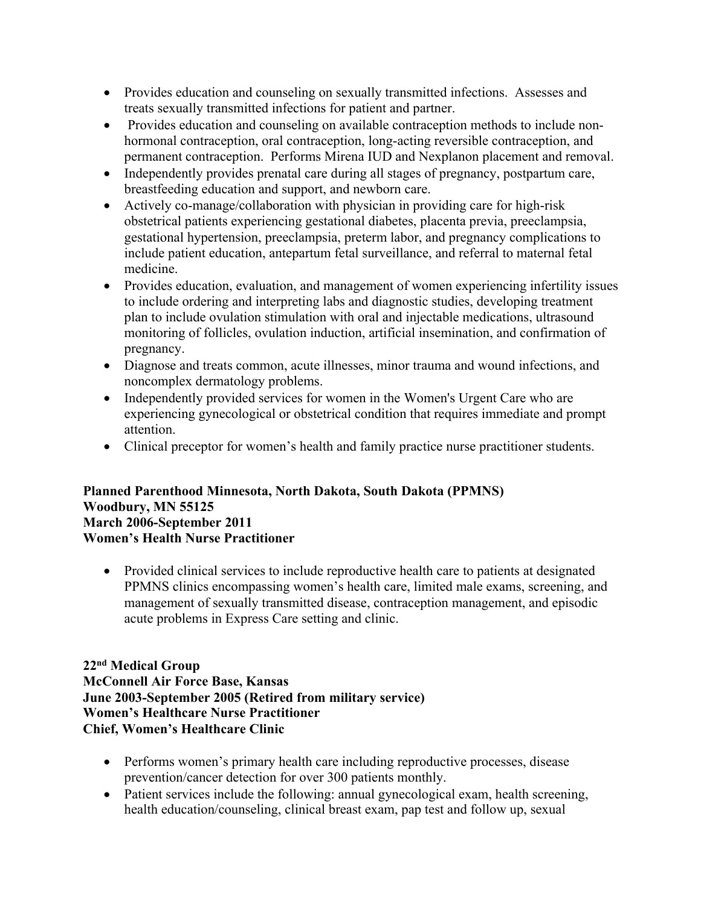- Provides education and counseling on sexually transmitted infections. Assesses and treats sexually transmitted infections for patient and partner.
- Provides education and counseling on available contraception methods to include non-hormonal contraception, oral contraception, long-acting reversible contraception, and permanent contraception. Performs Mirena IUD and Nexplanon placement and removal.
- Independently provides prenatal care during all stages of pregnancy, postpartum care, breastfeeding education and support, and newborn care.
- Actively co-manage/collaboration with physician in providing care for high-risk obstetrical patients experiencing gestational diabetes, placenta previa, preeclampsia, gestational hypertension, preeclampsia, preterm labor, and pregnancy complications to include patient education, antepartum fetal surveillance, and referral to maternal fetal medicine.
- Provides education, evaluation, and management of women experiencing infertility issues to include ordering and interpreting labs and diagnostic studies, developing treatment plan to include ovulation stimulation with oral and injectable medications, ultrasound monitoring of follicles, ovulation induction, artificial insemination, and confirmation of pregnancy.
- Diagnose and treats common, acute illnesses, minor trauma and wound infections, and noncomplex dermatology problems.
- Independently provided services for women in the Women's Urgent Care who are experiencing gynecological or obstetrical condition that requires immediate and prompt attention.
- Clinical preceptor for women's health and family practice nurse practitioner students.

**Planned Parenthood Minnesota, North Dakota, South Dakota (PPMNS)**
**Woodbury, MN 55125**
**March 2006-September 2011**
**Women's Health Nurse Practitioner**

- Provided clinical services to include reproductive health care to patients at designated PPMNS clinics encompassing women's health care, limited male exams, screening, and management of sexually transmitted disease, contraception management, and episodic acute problems in Express Care setting and clinic.

**22nd Medical Group**
**McConnell Air Force Base, Kansas**
**June 2003-September 2005 (Retired from military service)**
**Women's Healthcare Nurse Practitioner**
**Chief, Women's Healthcare Clinic**

- Performs women's primary health care including reproductive processes, disease prevention/cancer detection for over 300 patients monthly.
- Patient services include the following: annual gynecological exam, health screening, health education/counseling, clinical breast exam, pap test and follow up, sexual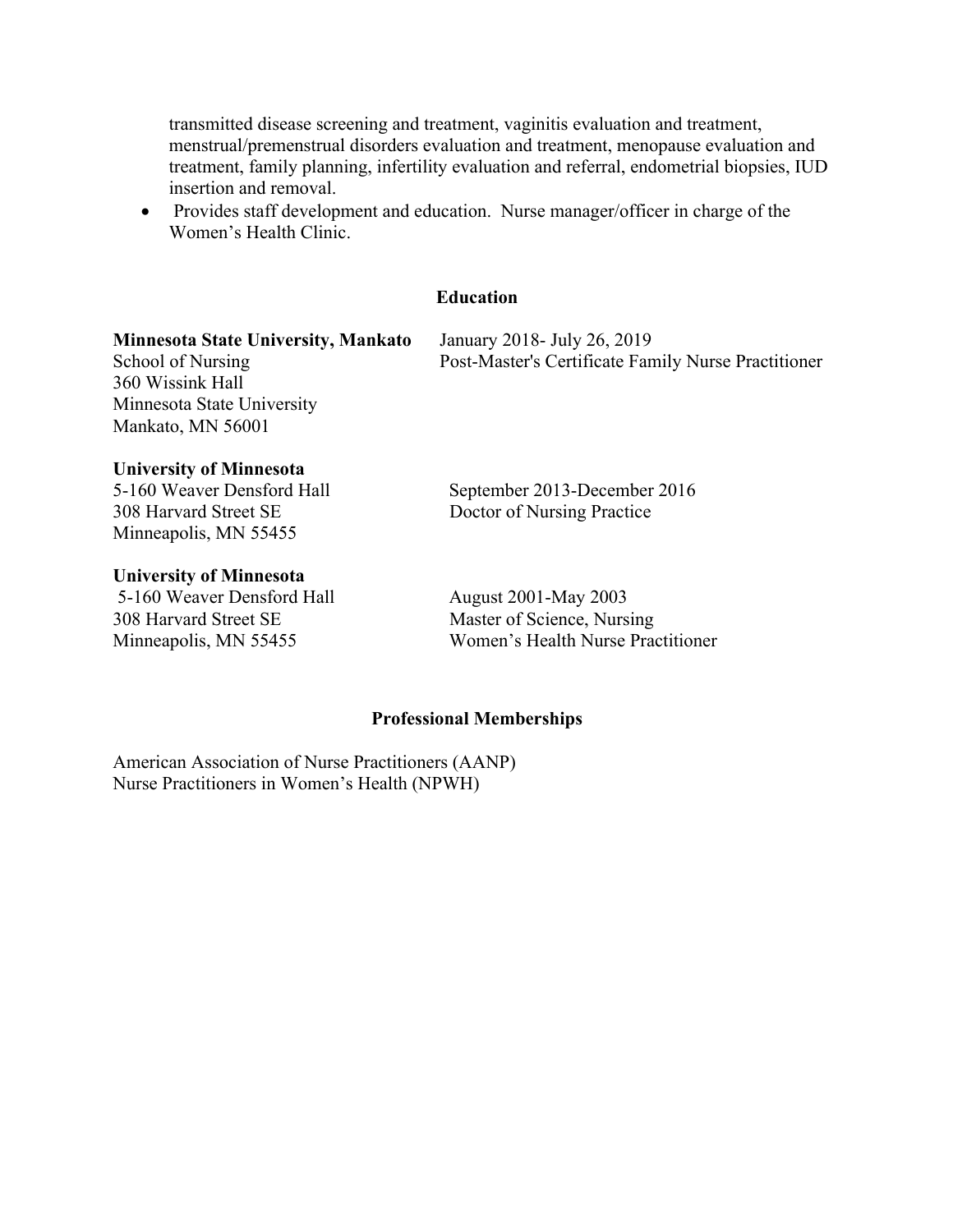transmitted disease screening and treatment, vaginitis evaluation and treatment, menstrual/premenstrual disorders evaluation and treatment, menopause evaluation and treatment, family planning, infertility evaluation and referral, endometrial biopsies, IUD insertion and removal.

- Provides staff development and education. Nurse manager/officer in charge of the Women's Health Clinic.

## Education

**Minnesota State University, Mankato**
School of Nursing
360 Wissink Hall
Minnesota State University
Mankato, MN 56001

January 2018- July 26, 2019
Post-Master's Certificate Family Nurse Practitioner

**University of Minnesota**
5-160 Weaver Densford Hall
308 Harvard Street SE
Minneapolis, MN 55455

September 2013-December 2016
Doctor of Nursing Practice

**University of Minnesota**
5-160 Weaver Densford Hall
308 Harvard Street SE
Minneapolis, MN 55455

August 2001-May 2003
Master of Science, Nursing
Women's Health Nurse Practitioner

## Professional Memberships

American Association of Nurse Practitioners (AANP)
Nurse Practitioners in Women's Health (NPWH)